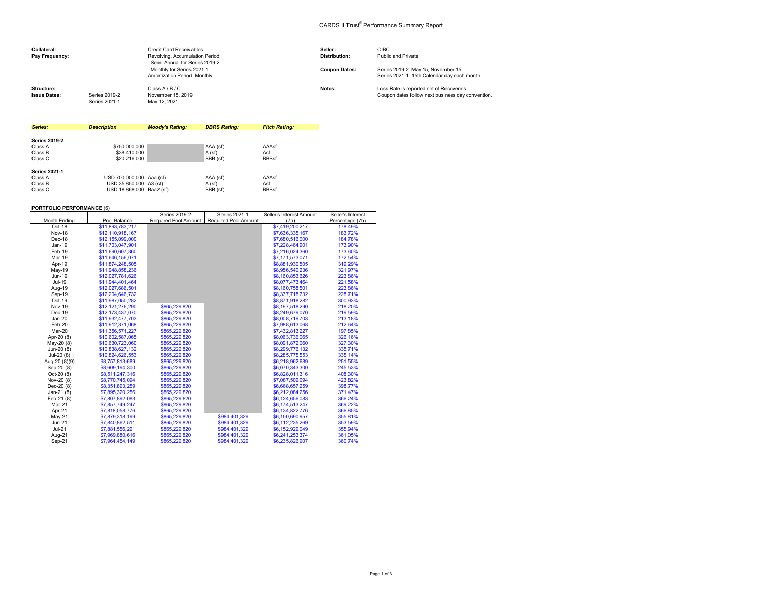# CARDS II Trust® Performance Summary Report

| | | | | |
|---|---|---|---|---|
| **Collateral:** | | Credit Card Receivables | **Seller :** | CIBC |
| **Pay Frequency:** | | Revolving, Accumulation Period: Semi-Annual for Series 2019-2 Monthly for Series 2021-1 Amortization Period: Monthly | **Distribution:** | Public and Private |
| | | | **Coupon Dates:** | Series 2019-2: May 15, November 15 Series 2021-1: 15th Calendar day each month |
| **Structure:** | | Class A / B / C | **Notes:** | Loss Rate is reported net of Recoveries. Coupon dates follow next business day convention. |
| **Issue Dates:** | Series 2019-2 | November 15, 2019 | | |
| | Series 2021-1 | May 12, 2021 | | |

| *Series:* | *Description* | *Moody's Rating:* | *DBRS Rating:* | *Fitch Rating:* |
|---|---|---|---|---|
| **Series 2019-2** | | | | |
| Class A | $750,000,000 | | AAA (sf) | AAAsf |
| Class B | $38,410,000 | | A (sf) | Asf |
| Class C | $20,216,000 | | BBB (sf) | BBBsf |
| **Series 2021-1** | | | | |
| Class A | USD 700,000,000 | Aaa (sf) | AAA (sf) | AAAsf |
| Class B | USD 35,850,000 | A3 (sf) | A (sf) | Asf |
| Class C | USD 18,868,000 | Baa2 (sf) | BBB (sf) | BBBsf |

**PORTFOLIO PERFORMANCE** (6)

| Month Ending | Pool Balance | Series 2019-2 Required Pool Amount | Series 2021-1 Required Pool Amount | Seller's Interest Amount (7a) | Seller's Interest Percentage (7b) |
|---|---|---|---|---|---|
| Oct-18 | $11,893,783,217 | | | $7,419,200,217 | 178.49% |
| Nov-18 | $12,110,918,167 | | | $7,636,335,167 | 183.72% |
| Dec-18 | $12,155,099,000 | | | $7,680,516,000 | 184.78% |
| Jan-19 | $11,703,047,901 | | | $7,228,464,901 | 173.90% |
| Feb-19 | $11,690,607,360 | | | $7,216,024,360 | 173.60% |
| Mar-19 | $11,646,156,071 | | | $7,171,573,071 | 172.54% |
| Apr-19 | $11,874,248,505 | | | $8,881,930,505 | 319.29% |
| May-19 | $11,948,858,236 | | | $8,956,540,236 | 321.97% |
| Jun-19 | $12,027,781,626 | | | $8,160,853,626 | 223.86% |
| Jul-19 | $11,944,401,464 | | | $8,077,473,464 | 221.58% |
| Aug-19 | $12,027,686,501 | | | $8,160,758,501 | 223.86% |
| Sep-19 | $12,204,646,732 | | | $8,337,718,732 | 228.71% |
| Oct-19 | $11,987,050,282 | | | $8,871,918,282 | 300.93% |
| Nov-19 | $12,121,276,290 | $865,229,820 | | $8,197,518,290 | 218.20% |
| Dec-19 | $12,173,437,070 | $865,229,820 | | $8,249,679,070 | 219.59% |
| Jan-20 | $11,932,477,703 | $865,229,820 | | $8,008,719,703 | 213.18% |
| Feb-20 | $11,912,371,068 | $865,229,820 | | $7,988,613,068 | 212.64% |
| Mar-20 | $11,356,571,227 | $865,229,820 | | $7,432,813,227 | 197.85% |
| Apr-20 (8) | $10,602,587,065 | $865,229,820 | | $8,063,736,065 | 326.16% |
| May-20 (8) | $10,630,723,060 | $865,229,820 | | $8,091,872,060 | 327.30% |
| Jun-20 (8) | $10,838,627,132 | $865,229,820 | | $8,299,776,132 | 335.71% |
| Jul-20 (8) | $10,824,626,553 | $865,229,820 | | $8,285,775,553 | 335.14% |
| Aug-20 (8)(9) | $8,757,813,689 | $865,229,820 | | $6,218,962,689 | 251.55% |
| Sep-20 (8) | $8,609,194,300 | $865,229,820 | | $6,070,343,300 | 245.53% |
| Oct-20 (8) | $8,511,247,316 | $865,229,820 | | $6,828,011,316 | 408.30% |
| Nov-20 (8) | $8,770,745,094 | $865,229,820 | | $7,087,509,094 | 423.82% |
| Dec-20 (8) | $8,351,893,259 | $865,229,820 | | $6,668,657,259 | 398.77% |
| Jan-21 (8) | $7,895,320,256 | $865,229,820 | | $6,212,084,256 | 371.47% |
| Feb-21 (8) | $7,807,892,083 | $865,229,820 | | $6,124,656,083 | 366.24% |
| Mar-21 | $7,857,749,247 | $865,229,820 | | $6,174,513,247 | 369.22% |
| Apr-21 | $7,818,058,776 | $865,229,820 | | $6,134,822,776 | 366.85% |
| May-21 | $7,879,318,199 | $865,229,820 | $984,401,329 | $6,150,690,957 | 355.81% |
| Jun-21 | $7,840,862,511 | $865,229,820 | $984,401,329 | $6,112,235,269 | 353.59% |
| Jul-21 | $7,881,556,291 | $865,229,820 | $984,401,329 | $6,152,929,049 | 355.94% |
| Aug-21 | $7,969,880,616 | $865,229,820 | $984,401,329 | $6,241,253,374 | 361.05% |
| Sep-21 | $7,964,454,149 | $865,229,820 | $984,401,329 | $6,235,826,907 | 360.74% |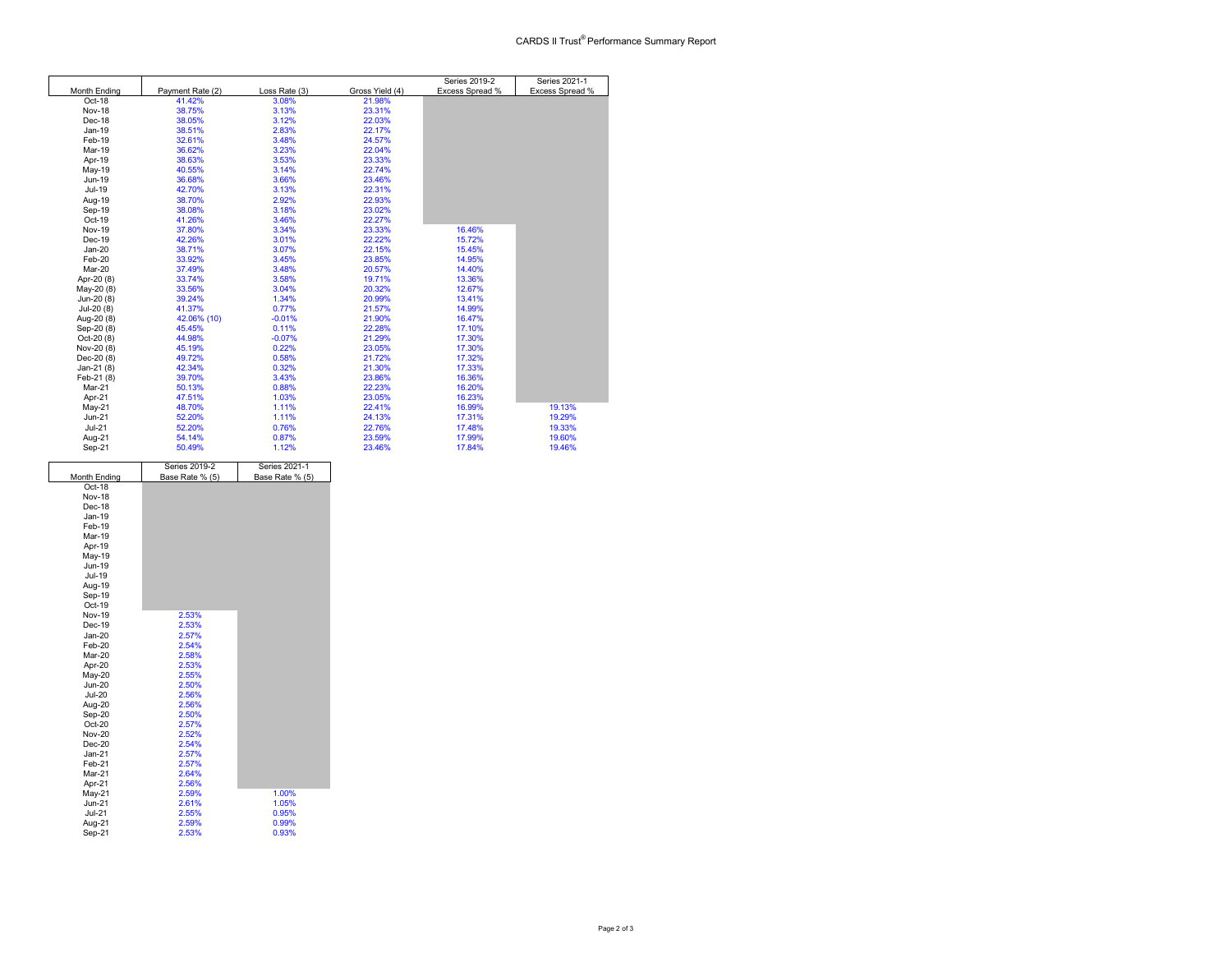# CARDS II Trust® Performance Summary Report

| Month Ending | Payment Rate (2) | Loss Rate (3) | Gross Yield (4) | Series 2019-2 Excess Spread % | Series 2021-1 Excess Spread % |
|---|---|---|---|---|---|
| Oct-18 | 41.42% | 3.08% | 21.98% | | |
| Nov-18 | 38.75% | 3.13% | 23.31% | | |
| Dec-18 | 38.05% | 3.12% | 22.03% | | |
| Jan-19 | 38.51% | 2.83% | 22.17% | | |
| Feb-19 | 32.61% | 3.48% | 24.57% | | |
| Mar-19 | 36.62% | 3.23% | 22.04% | | |
| Apr-19 | 38.63% | 3.53% | 23.33% | | |
| May-19 | 40.55% | 3.14% | 22.74% | | |
| Jun-19 | 36.68% | 3.66% | 23.46% | | |
| Jul-19 | 42.70% | 3.13% | 22.31% | | |
| Aug-19 | 38.70% | 2.92% | 22.93% | | |
| Sep-19 | 38.08% | 3.18% | 23.02% | | |
| Oct-19 | 41.26% | 3.46% | 22.27% | | |
| Nov-19 | 37.80% | 3.34% | 23.33% | 16.46% | |
| Dec-19 | 42.26% | 3.01% | 22.22% | 15.72% | |
| Jan-20 | 38.71% | 3.07% | 22.15% | 15.45% | |
| Feb-20 | 33.92% | 3.45% | 23.85% | 14.95% | |
| Mar-20 | 37.49% | 3.48% | 20.57% | 14.40% | |
| Apr-20 (8) | 33.74% | 3.58% | 19.71% | 13.36% | |
| May-20 (8) | 33.56% | 3.04% | 20.32% | 12.67% | |
| Jun-20 (8) | 39.24% | 1.34% | 20.99% | 13.41% | |
| Jul-20 (8) | 41.37% | 0.77% | 21.57% | 14.99% | |
| Aug-20 (8) | 42.06% (10) | -0.01% | 21.90% | 16.47% | |
| Sep-20 (8) | 45.45% | 0.11% | 22.28% | 17.10% | |
| Oct-20 (8) | 44.98% | -0.07% | 21.29% | 17.30% | |
| Nov-20 (8) | 45.19% | 0.22% | 23.05% | 17.30% | |
| Dec-20 (8) | 49.72% | 0.58% | 21.72% | 17.32% | |
| Jan-21 (8) | 42.34% | 0.32% | 21.30% | 17.33% | |
| Feb-21 (8) | 39.70% | 3.43% | 23.86% | 16.36% | |
| Mar-21 | 50.13% | 0.88% | 22.23% | 16.20% | |
| Apr-21 | 47.51% | 1.03% | 23.05% | 16.23% | |
| May-21 | 48.70% | 1.11% | 22.41% | 16.99% | 19.13% |
| Jun-21 | 52.20% | 1.11% | 24.13% | 17.31% | 19.29% |
| Jul-21 | 52.20% | 0.76% | 22.76% | 17.48% | 19.33% |
| Aug-21 | 54.14% | 0.87% | 23.59% | 17.99% | 19.60% |
| Sep-21 | 50.49% | 1.12% | 23.46% | 17.84% | 19.46% |

| Month Ending | Series 2019-2 Base Rate % (5) | Series 2021-1 Base Rate % (5) |
|---|---|---|
| Oct-18 | | |
| Nov-18 | | |
| Dec-18 | | |
| Jan-19 | | |
| Feb-19 | | |
| Mar-19 | | |
| Apr-19 | | |
| May-19 | | |
| Jun-19 | | |
| Jul-19 | | |
| Aug-19 | | |
| Sep-19 | | |
| Oct-19 | | |
| Nov-19 | 2.53% | |
| Dec-19 | 2.53% | |
| Jan-20 | 2.57% | |
| Feb-20 | 2.54% | |
| Mar-20 | 2.58% | |
| Apr-20 | 2.53% | |
| May-20 | 2.55% | |
| Jun-20 | 2.50% | |
| Jul-20 | 2.56% | |
| Aug-20 | 2.56% | |
| Sep-20 | 2.50% | |
| Oct-20 | 2.57% | |
| Nov-20 | 2.52% | |
| Dec-20 | 2.54% | |
| Jan-21 | 2.57% | |
| Feb-21 | 2.57% | |
| Mar-21 | 2.64% | |
| Apr-21 | 2.56% | |
| May-21 | 2.59% | 1.00% |
| Jun-21 | 2.61% | 1.05% |
| Jul-21 | 2.55% | 0.95% |
| Aug-21 | 2.59% | 0.99% |
| Sep-21 | 2.53% | 0.93% |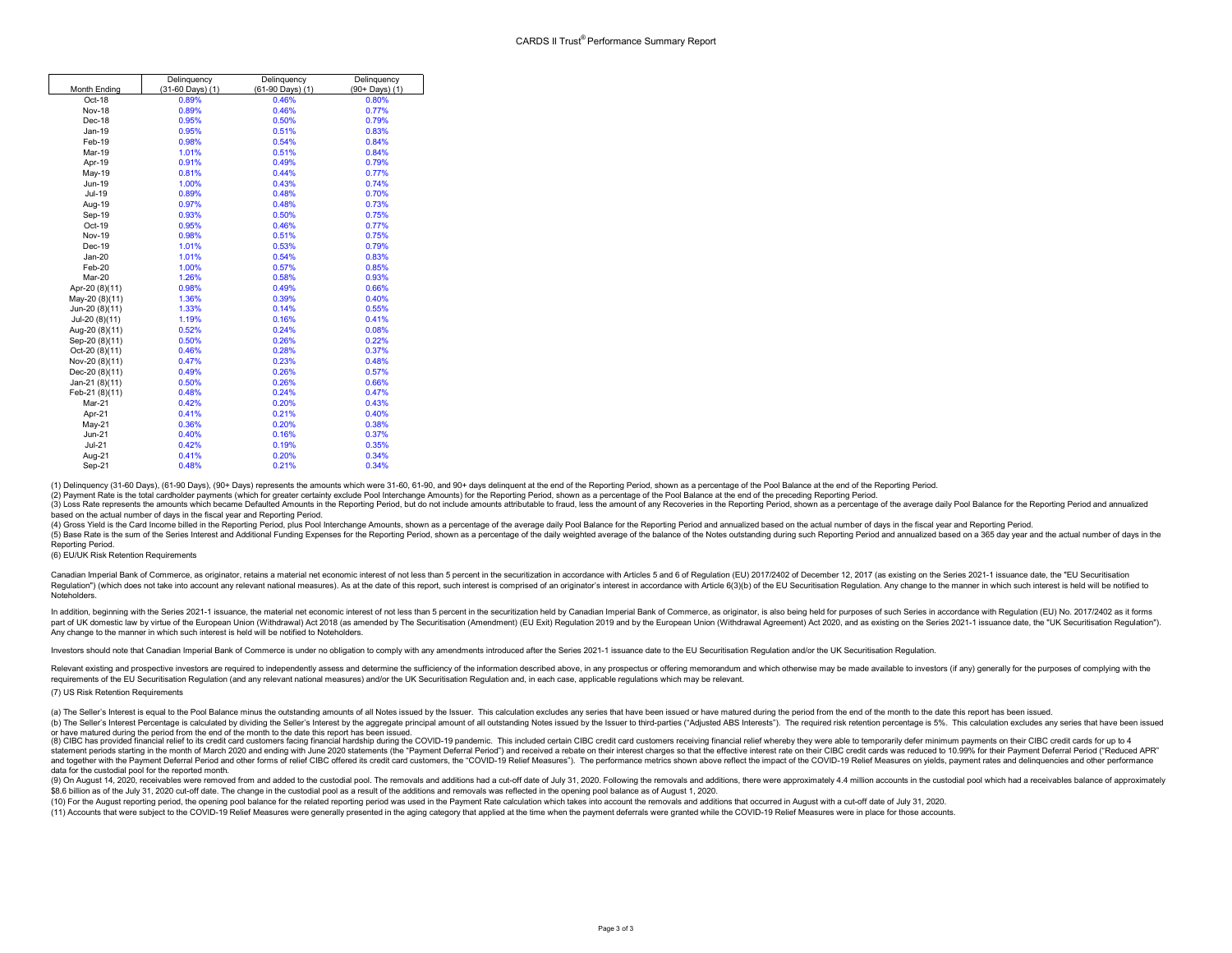# CARDS II Trust® Performance Summary Report

| Month Ending | Delinquency (31-60 Days) (1) | Delinquency (61-90 Days) (1) | Delinquency (90+ Days) (1) |
|---|---|---|---|
| Oct-18 | 0.89% | 0.46% | 0.80% |
| Nov-18 | 0.89% | 0.46% | 0.77% |
| Dec-18 | 0.95% | 0.50% | 0.79% |
| Jan-19 | 0.95% | 0.51% | 0.83% |
| Feb-19 | 0.98% | 0.54% | 0.84% |
| Mar-19 | 1.01% | 0.51% | 0.84% |
| Apr-19 | 0.91% | 0.49% | 0.79% |
| May-19 | 0.81% | 0.44% | 0.77% |
| Jun-19 | 1.00% | 0.43% | 0.74% |
| Jul-19 | 0.89% | 0.48% | 0.70% |
| Aug-19 | 0.97% | 0.48% | 0.73% |
| Sep-19 | 0.93% | 0.50% | 0.75% |
| Oct-19 | 0.95% | 0.46% | 0.77% |
| Nov-19 | 0.98% | 0.51% | 0.75% |
| Dec-19 | 1.01% | 0.53% | 0.79% |
| Jan-20 | 1.01% | 0.54% | 0.83% |
| Feb-20 | 1.00% | 0.57% | 0.85% |
| Mar-20 | 1.26% | 0.58% | 0.93% |
| Apr-20 (8)(11) | 0.98% | 0.49% | 0.66% |
| May-20 (8)(11) | 1.36% | 0.39% | 0.40% |
| Jun-20 (8)(11) | 1.33% | 0.14% | 0.55% |
| Jul-20 (8)(11) | 1.19% | 0.16% | 0.41% |
| Aug-20 (8)(11) | 0.52% | 0.24% | 0.08% |
| Sep-20 (8)(11) | 0.50% | 0.26% | 0.22% |
| Oct-20 (8)(11) | 0.46% | 0.28% | 0.37% |
| Nov-20 (8)(11) | 0.47% | 0.23% | 0.48% |
| Dec-20 (8)(11) | 0.49% | 0.26% | 0.57% |
| Jan-21 (8)(11) | 0.50% | 0.26% | 0.66% |
| Feb-21 (8)(11) | 0.48% | 0.24% | 0.47% |
| Mar-21 | 0.42% | 0.20% | 0.43% |
| Apr-21 | 0.41% | 0.21% | 0.40% |
| May-21 | 0.36% | 0.20% | 0.38% |
| Jun-21 | 0.40% | 0.16% | 0.37% |
| Jul-21 | 0.42% | 0.19% | 0.35% |
| Aug-21 | 0.41% | 0.20% | 0.34% |
| Sep-21 | 0.48% | 0.21% | 0.34% |

(1) Delinquency (31-60 Days), (61-90 Days), (90+ Days) represents the amounts which were 31-60, 61-90, and 90+ days delinquent at the end of the Reporting Period, shown as a percentage of the Pool Balance at the end of the Reporting Period.

(2) Payment Rate is the total cardholder payments (which for greater certainty exclude Pool Interchange Amounts) for the Reporting Period, shown as a percentage of the Pool Balance at the end of the preceding Reporting Period.

(3) Loss Rate represents the amounts which became Defaulted Amounts in the Reporting Period, but do not include amounts attributable to fraud, less the amount of any Recoveries in the Reporting Period, shown as a percentage of the average daily Pool Balance for the Reporting Period and annualized based on the actual number of days in the fiscal year and Reporting Period.

(4) Gross Yield is the Card Income billed in the Reporting Period, plus Pool Interchange Amounts, shown as a percentage of the average daily Pool Balance for the Reporting Period and annualized based on the actual number of days in the fiscal year and Reporting Period.

(5) Base Rate is the sum of the Series Interest and Additional Funding Expenses for the Reporting Period, shown as a percentage of the daily weighted average of the balance of the Notes outstanding during such Reporting Period and annualized based on a 365 day year and the actual number of days in the Reporting Period.

(6) EU/UK Risk Retention Requirements

Canadian Imperial Bank of Commerce, as originator, retains a material net economic interest of not less than 5 percent in the securitization in accordance with Articles 5 and 6 of Regulation (EU) 2017/2402 of December 12, 2017 (as existing on the Series 2021-1 issuance date, the "EU Securitisation Regulation") (which does not take into account any relevant national measures). As at the date of this report, such interest is comprised of an originator's interest in accordance with Article 6(3)(b) of the EU Securitisation Regulation. Any change to the manner in which such interest is held will be notified to Noteholders.

In addition, beginning with the Series 2021-1 issuance, the material net economic interest of not less than 5 percent in the securitization held by Canadian Imperial Bank of Commerce, as originator, is also being held for purposes of such Series in accordance with Regulation (EU) No. 2017/2402 as it forms part of UK domestic law by virtue of the European Union (Withdrawal) Act 2018 (as amended by The Securitisation (Amendment) (EU Exit) Regulation 2019 and by the European Union (Withdrawal Agreement) Act 2020, and as existing on the Series 2021-1 issuance date, the "UK Securitisation Regulation"). Any change to the manner in which such interest is held will be notified to Noteholders.

Investors should note that Canadian Imperial Bank of Commerce is under no obligation to comply with any amendments introduced after the Series 2021-1 issuance date to the EU Securitisation Regulation and/or the UK Securitisation Regulation.

Relevant existing and prospective investors are required to independently assess and determine the sufficiency of the information described above, in any prospectus or offering memorandum and which otherwise may be made available to investors (if any) generally for the purposes of complying with the requirements of the EU Securitisation Regulation (and any relevant national measures) and/or the UK Securitisation Regulation and, in each case, applicable regulations which may be relevant.

(7) US Risk Retention Requirements

(a) The Seller's Interest is equal to the Pool Balance minus the outstanding amounts of all Notes issued by the Issuer. This calculation excludes any series that have been issued or have matured during the period from the end of the month to the date this report has been issued.

(b) The Seller's Interest Percentage is calculated by dividing the Seller's Interest by the aggregate principal amount of all outstanding Notes issued by the Issuer to third-parties ("Adjusted ABS Interests"). The required risk retention percentage is 5%. This calculation excludes any series that have been issued or have matured during the period from the end of the month to the date this report has been issued.

(8) CIBC has provided financial relief to its credit card customers facing financial hardship during the COVID-19 pandemic. This included certain CIBC credit card customers receiving financial relief whereby they were able to temporarily defer minimum payments on their CIBC credit cards for up to 4 statement periods starting in the month of March 2020 and ending with June 2020 statements (the "Payment Deferral Period") and received a rebate on their interest charges so that the effective interest rate on their CIBC credit cards was reduced to 10.99% for their Payment Deferral Period ("Reduced APR" and together with the Payment Deferral Period and other forms of relief CIBC offered its credit card customers, the "COVID-19 Relief Measures"). The performance metrics shown above reflect the impact of the COVID-19 Relief Measures on yields, payment rates and delinquencies and other performance data for the custodial pool for the reported month.

(9) On August 14, 2020, receivables were removed from and added to the custodial pool. The removals and additions had a cut-off date of July 31, 2020. Following the removals and additions, there were approximately 4.4 million accounts in the custodial pool which had a receivables balance of approximately $8.6 billion as of the July 31, 2020 cut-off date. The change in the custodial pool as a result of the additions and removals was reflected in the opening pool balance as of August 1, 2020.

(10) For the August reporting period, the opening pool balance for the related reporting period was used in the Payment Rate calculation which takes into account the removals and additions that occurred in August with a cut-off date of July 31, 2020.

(11) Accounts that were subject to the COVID-19 Relief Measures were generally presented in the aging category that applied at the time when the payment deferrals were granted while the COVID-19 Relief Measures were in place for those accounts.